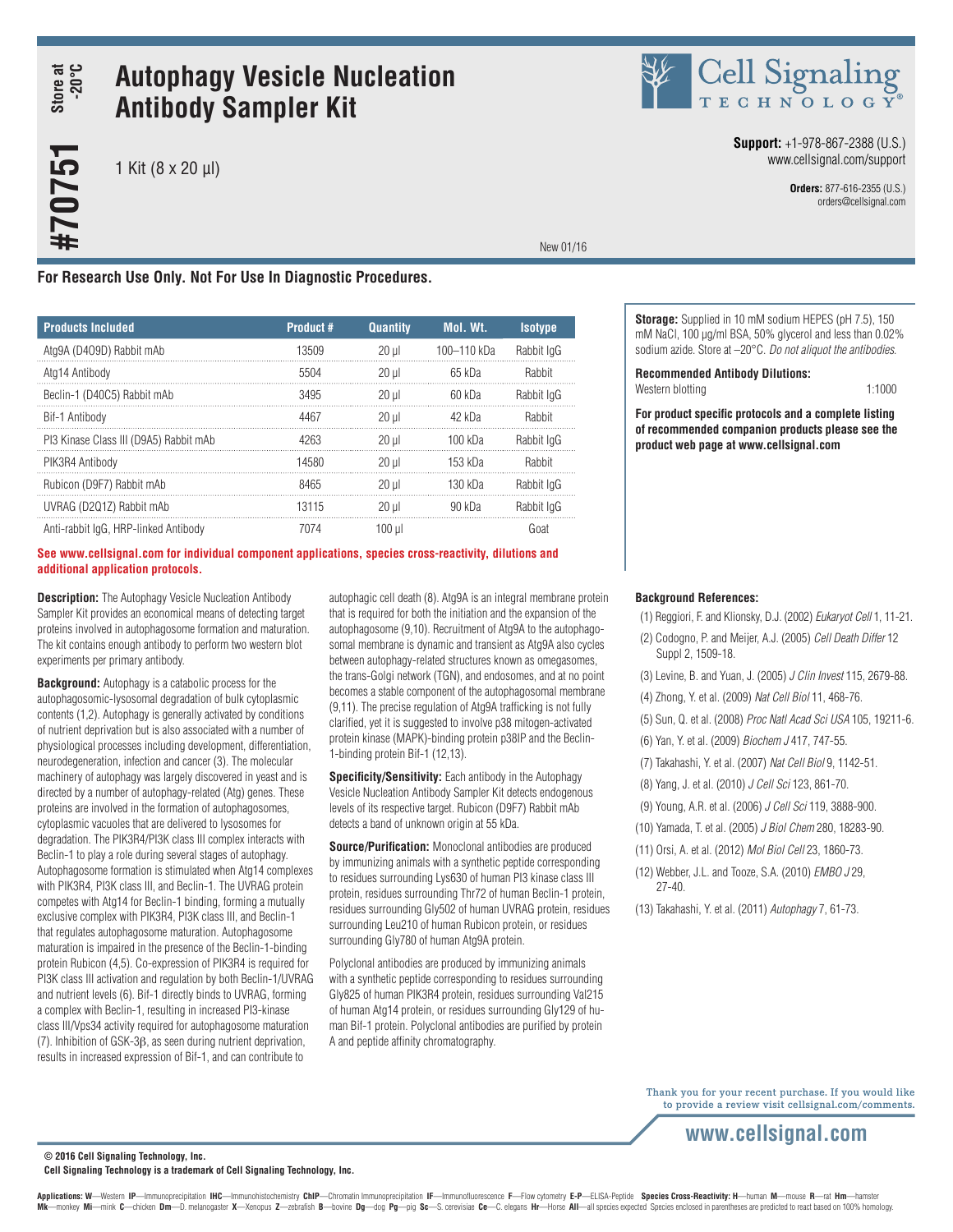# Autophagy Vesicle Nucleation Antibody Sampler Kit

Store at -20°C

#70751

1 Kit (8 x 20 µl)

**Support:** +1-978-867-2388 (U.S.)
www.cellsignal.com/support

**Orders:** 877-616-2355 (U.S.)
orders@cellsignal.com

New 01/16

**For Research Use Only. Not For Use In Diagnostic Procedures.**

| Products Included | Product # | Quantity | Mol. Wt. | Isotype |
|---|---|---|---|---|
| Atg9A (D409D) Rabbit mAb | 13509 | 20 µl | 100–110 kDa | Rabbit IgG |
| Atg14 Antibody | 5504 | 20 µl | 65 kDa | Rabbit |
| Beclin-1 (D40C5) Rabbit mAb | 3495 | 20 µl | 60 kDa | Rabbit IgG |
| Bif-1 Antibody | 4467 | 20 µl | 42 kDa | Rabbit |
| PI3 Kinase Class III (D9A5) Rabbit mAb | 4263 | 20 µl | 100 kDa | Rabbit IgG |
| PIK3R4 Antibody | 14580 | 20 µl | 153 kDa | Rabbit |
| Rubicon (D9F7) Rabbit mAb | 8465 | 20 µl | 130 kDa | Rabbit IgG |
| UVRAG (D2Q1Z) Rabbit mAb | 13115 | 20 µl | 90 kDa | Rabbit IgG |
| Anti-rabbit IgG, HRP-linked Antibody | 7074 | 100 µl | | Goat |

**See www.cellsignal.com for individual component applications, species cross-reactivity, dilutions and additional application protocols.**

**Storage:** Supplied in 10 mM sodium HEPES (pH 7.5), 150 mM NaCl, 100 µg/ml BSA, 50% glycerol and less than 0.02% sodium azide. Store at –20°C. *Do not aliquot the antibodies.*

**Recommended Antibody Dilutions:**
Western blotting 1:1000

**For product specific protocols and a complete listing of recommended companion products please see the product web page at www.cellsignal.com**

**Description:** The Autophagy Vesicle Nucleation Antibody Sampler Kit provides an economical means of detecting target proteins involved in autophagosome formation and maturation. The kit contains enough antibody to perform two western blot experiments per primary antibody.

**Background:** Autophagy is a catabolic process for the autophagosomic-lysosomal degradation of bulk cytoplasmic contents (1,2). Autophagy is generally activated by conditions of nutrient deprivation but is also associated with a number of physiological processes including development, differentiation, neurodegeneration, infection and cancer (3). The molecular machinery of autophagy was largely discovered in yeast and is directed by a number of autophagy-related (Atg) genes. These proteins are involved in the formation of autophagosomes, cytoplasmic vacuoles that are delivered to lysosomes for degradation. The PIK3R4/PI3K class III complex interacts with Beclin-1 to play a role during several stages of autophagy. Autophagosome formation is stimulated when Atg14 complexes with PIK3R4, PI3K class III, and Beclin-1. The UVRAG protein competes with Atg14 for Beclin-1 binding, forming a mutually exclusive complex with PIK3R4, PI3K class III, and Beclin-1 that regulates autophagosome maturation. Autophagosome maturation is impaired in the presence of the Beclin-1-binding protein Rubicon (4,5). Co-expression of PIK3R4 is required for PI3K class III activation and regulation by both Beclin-1/UVRAG and nutrient levels (6). Bif-1 directly binds to UVRAG, forming a complex with Beclin-1, resulting in increased PI3-kinase class III/Vps34 activity required for autophagosome maturation (7). Inhibition of GSK-3β, as seen during nutrient deprivation, results in increased expression of Bif-1, and can contribute to autophagic cell death (8). Atg9A is an integral membrane protein that is required for both the initiation and the expansion of the autophagosome (9,10). Recruitment of Atg9A to the autophagosomal membrane is dynamic and transient as Atg9A also cycles between autophagy-related structures known as omegasomes, the trans-Golgi network (TGN), and endosomes, and at no point becomes a stable component of the autophagosomal membrane (9,11). The precise regulation of Atg9A trafficking is not fully clarified, yet it is suggested to involve p38 mitogen-activated protein kinase (MAPK)-binding protein p38IP and the Beclin-1-binding protein Bif-1 (12,13).

**Specificity/Sensitivity:** Each antibody in the Autophagy Vesicle Nucleation Antibody Sampler Kit detects endogenous levels of its respective target. Rubicon (D9F7) Rabbit mAb detects a band of unknown origin at 55 kDa.

**Source/Purification:** Monoclonal antibodies are produced by immunizing animals with a synthetic peptide corresponding to residues surrounding Lys630 of human PI3 kinase class III protein, residues surrounding Thr72 of human Beclin-1 protein, residues surrounding Gly502 of human UVRAG protein, residues surrounding Leu210 of human Rubicon protein, or residues surrounding Gly780 of human Atg9A protein.

Polyclonal antibodies are produced by immunizing animals with a synthetic peptide corresponding to residues surrounding Gly825 of human PIK3R4 protein, residues surrounding Val215 of human Atg14 protein, or residues surrounding Gly129 of human Bif-1 protein. Polyclonal antibodies are purified by protein A and peptide affinity chromatography.

**Background References:**

(1) Reggiori, F. and Klionsky, D.J. (2002) *Eukaryot Cell* 1, 11-21.
(2) Codogno, P. and Meijer, A.J. (2005) *Cell Death Differ* 12 Suppl 2, 1509-18.
(3) Levine, B. and Yuan, J. (2005) *J Clin Invest* 115, 2679-88.
(4) Zhong, Y. et al. (2009) *Nat Cell Biol* 11, 468-76.
(5) Sun, Q. et al. (2008) *Proc Natl Acad Sci USA* 105, 19211-6.
(6) Yan, Y. et al. (2009) *Biochem J* 417, 747-55.
(7) Takahashi, Y. et al. (2007) *Nat Cell Biol* 9, 1142-51.
(8) Yang, J. et al. (2010) *J Cell Sci* 123, 861-70.
(9) Young, A.R. et al. (2006) *J Cell Sci* 119, 3888-900.
(10) Yamada, T. et al. (2005) *J Biol Chem* 280, 18283-90.
(11) Orsi, A. et al. (2012) *Mol Biol Cell* 23, 1860-73.
(12) Webber, J.L. and Tooze, S.A. (2010) *EMBO J* 29, 27-40.
(13) Takahashi, Y. et al. (2011) *Autophagy* 7, 61-73.

Thank you for your recent purchase. If you would like to provide a review visit cellsignal.com/comments.

www.cellsignal.com

© 2016 Cell Signaling Technology, Inc.
Cell Signaling Technology is a trademark of Cell Signaling Technology, Inc.

**Applications: W**—Western **IP**—Immunoprecipitation **IHC**—Immunohistochemistry **ChIP**—Chromatin Immunoprecipitation **IF**—Immunofluorescence **F**—Flow cytometry **E-P**—ELISA-Peptide **Species Cross-Reactivity: H**—human **M**—mouse **R**—rat **Hm**—hamster **Mk**—monkey **Mi**—mink **C**—chicken **Dm**—D. melanogaster **X**—Xenopus **Z**—zebrafish **B**—bovine **Dg**—dog **Pg**—pig **Sc**—S. cerevisiae **Ce**—C. elegans **Hr**—Horse **All**—all species expected Species enclosed in parentheses are predicted to react based on 100% homology.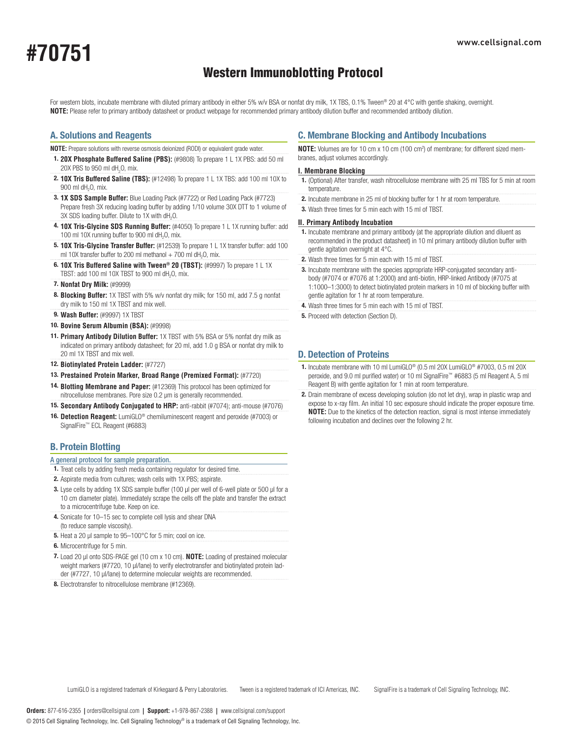# #70751

## Western Immunoblotting Protocol

For western blots, incubate membrane with diluted primary antibody in either 5% w/v BSA or nonfat dry milk, 1X TBS, 0.1% Tween® 20 at 4°C with gentle shaking, overnight.
**NOTE:** Please refer to primary antibody datasheet or product webpage for recommended primary antibody dilution buffer and recommended antibody dilution.

### A. Solutions and Reagents

**NOTE:** Prepare solutions with reverse osmosis deionized (RODI) or equivalent grade water.

1. **20X Phosphate Buffered Saline (PBS):** (#9808) To prepare 1 L 1X PBS: add 50 ml 20X PBS to 950 ml $dH_2O$, mix.
2. **10X Tris Buffered Saline (TBS):** (#12498) To prepare 1 L 1X TBS: add 100 ml 10X to 900 ml $dH_2O$, mix.
3. **1X SDS Sample Buffer:** Blue Loading Pack (#7722) or Red Loading Pack (#7723) Prepare fresh 3X reducing loading buffer by adding 1/10 volume 30X DTT to 1 volume of 3X SDS loading buffer. Dilute to 1X with $dH_2O$.
4. **10X Tris-Glycine SDS Running Buffer:** (#4050) To prepare 1 L 1X running buffer: add 100 ml 10X running buffer to 900 ml $dH_2O$, mix.
5. **10X Tris-Glycine Transfer Buffer:** (#12539) To prepare 1 L 1X transfer buffer: add 100 ml 10X transfer buffer to 200 ml methanol + 700 ml $dH_2O$, mix.
6. **10X Tris Buffered Saline with Tween® 20 (TBST):** (#9997) To prepare 1 L 1X TBST: add 100 ml 10X TBST to 900 ml $dH_2O$, mix.
7. **Nonfat Dry Milk:** (#9999)
8. **Blocking Buffer:** 1X TBST with 5% w/v nonfat dry milk; for 150 ml, add 7.5 g nonfat dry milk to 150 ml 1X TBST and mix well.
9. **Wash Buffer:** (#9997) 1X TBST
10. **Bovine Serum Albumin (BSA):** (#9998)
11. **Primary Antibody Dilution Buffer:** 1X TBST with 5% BSA or 5% nonfat dry milk as indicated on primary antibody datasheet; for 20 ml, add 1.0 g BSA or nonfat dry milk to 20 ml 1X TBST and mix well.
12. **Biotinylated Protein Ladder:** (#7727)
13. **Prestained Protein Marker, Broad Range (Premixed Format):** (#7720)
14. **Blotting Membrane and Paper:** (#12369) This protocol has been optimized for nitrocellulose membranes. Pore size 0.2 µm is generally recommended.
15. **Secondary Antibody Conjugated to HRP:** anti-rabbit (#7074); anti-mouse (#7076)
16. **Detection Reagent:** LumiGLO® chemiluminescent reagent and peroxide (#7003) or SignalFire™ ECL Reagent (#6883)

### B. Protein Blotting

A general protocol for sample preparation.

1. Treat cells by adding fresh media containing regulator for desired time.
2. Aspirate media from cultures; wash cells with 1X PBS; aspirate.
3. Lyse cells by adding 1X SDS sample buffer (100 µl per well of 6-well plate or 500 µl for a 10 cm diameter plate). Immediately scrape the cells off the plate and transfer the extract to a microcentrifuge tube. Keep on ice.
4. Sonicate for 10–15 sec to complete cell lysis and shear DNA (to reduce sample viscosity).
5. Heat a 20 µl sample to 95–100°C for 5 min; cool on ice.
6. Microcentrifuge for 5 min.
7. Load 20 µl onto SDS-PAGE gel (10 cm x 10 cm). **NOTE:** Loading of prestained molecular weight markers (#7720, 10 µl/lane) to verify electrotransfer and biotinylated protein ladder (#7727, 10 µl/lane) to determine molecular weights are recommended.
8. Electrotransfer to nitrocellulose membrane (#12369).

### C. Membrane Blocking and Antibody Incubations

**NOTE:** Volumes are for 10 cm x 10 cm (100 $cm^2$) of membrane; for different sized membranes, adjust volumes accordingly.

#### I. Membrane Blocking

1. (Optional) After transfer, wash nitrocellulose membrane with 25 ml TBS for 5 min at room temperature.
2. Incubate membrane in 25 ml of blocking buffer for 1 hr at room temperature.
3. Wash three times for 5 min each with 15 ml of TBST.

#### II. Primary Antibody Incubation

1. Incubate membrane and primary antibody (at the appropriate dilution and diluent as recommended in the product datasheet) in 10 ml primary antibody dilution buffer with gentle agitation overnight at 4°C.
2. Wash three times for 5 min each with 15 ml of TBST.
3. Incubate membrane with the species appropriate HRP-conjugated secondary antibody (#7074 or #7076 at 1:2000) and anti-biotin, HRP-linked Antibody (#7075 at 1:1000–1:3000) to detect biotinylated protein markers in 10 ml of blocking buffer with gentle agitation for 1 hr at room temperature.
4. Wash three times for 5 min each with 15 ml of TBST.
5. Proceed with detection (Section D).

### D. Detection of Proteins

1. Incubate membrane with 10 ml LumiGLO® (0.5 ml 20X LumiGLO® #7003, 0.5 ml 20X peroxide, and 9.0 ml purified water) or 10 ml SignalFire™ #6883 (5 ml Reagent A, 5 ml Reagent B) with gentle agitation for 1 min at room temperature.
2. Drain membrane of excess developing solution (do not let dry), wrap in plastic wrap and expose to x-ray film. An initial 10 sec exposure should indicate the proper exposure time. **NOTE:** Due to the kinetics of the detection reaction, signal is most intense immediately following incubation and declines over the following 2 hr.

LumiGLO is a registered trademark of Kirkegaard & Perry Laboratories. Tween is a registered trademark of ICI Americas, INC. SignalFire is a trademark of Cell Signaling Technology, INC.

**Orders:** 877-616-2355 | orders@cellsignal.com | **Support:** +1-978-867-2388 | www.cellsignal.com/support

© 2015 Cell Signaling Technology, Inc. Cell Signaling Technology® is a trademark of Cell Signaling Technology, Inc.